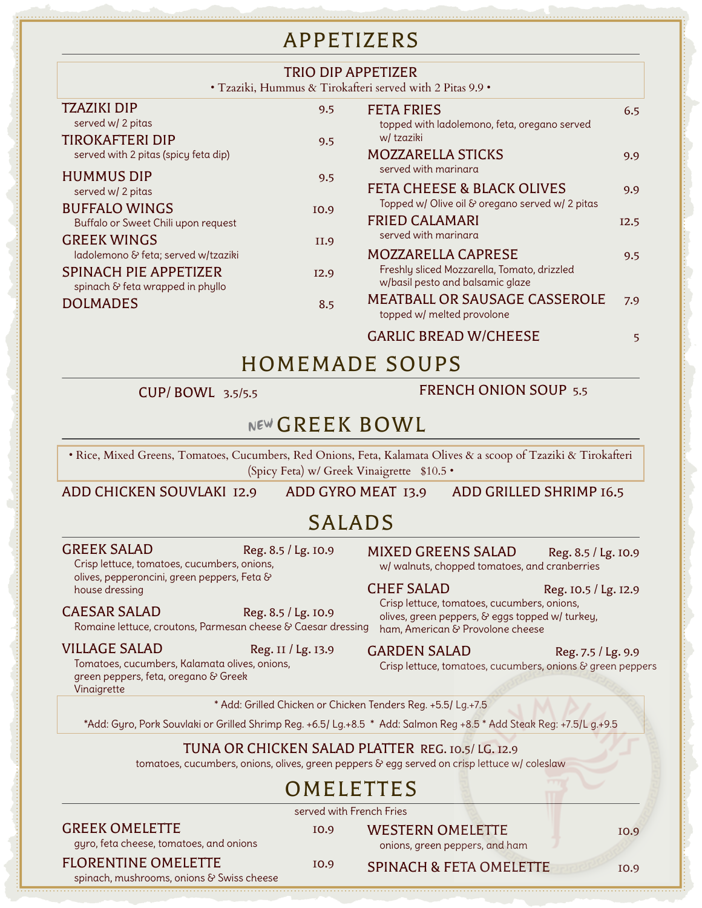# APPETIZERS

## TRIO DIP APPETIZER

• Tzaziki, Hummus & Tirokafteri served with 2 Pitas 9.9 •

**TZAZIKI DIP** 9.5
served w/ 2 pitas

**TIROKAFTERI DIP** 9.5
served with 2 pitas (spicy feta dip)

**HUMMUS DIP** 9.5
served w/ 2 pitas

**BUFFALO WINGS** 10.9
Buffalo or Sweet Chili upon request

**GREEK WINGS** 11.9
ladolemono & feta; served w/tzaziki

**SPINACH PIE APPETIZER** 12.9
spinach & feta wrapped in phyllo

**DOLMADES** 8.5

**FETA FRIES** 6.5
topped with ladolemono, feta, oregano served w/ tzaziki

**MOZZARELLA STICKS** 9.9
served with marinara

**FETA CHEESE & BLACK OLIVES** 9.9
Topped w/ Olive oil & oregano served w/ 2 pitas

**FRIED CALAMARI** 12.5
served with marinara

**MOZZARELLA CAPRESE** 9.5
Freshly sliced Mozzarella, Tomato, drizzled w/basil pesto and balsamic glaze

**MEATBALL OR SAUSAGE CASSEROLE** 7.9
topped w/ melted provolone

**GARLIC BREAD W/CHEESE** 5

# HOMEMADE SOUPS

**CUP/ BOWL** 3.5/5.5

**FRENCH ONION SOUP** 5.5

# NEW GREEK BOWL

• Rice, Mixed Greens, Tomatoes, Cucumbers, Red Onions, Feta, Kalamata Olives & a scoop of Tzaziki & Tirokafteri (Spicy Feta) w/ Greek Vinaigrette $10.5 •

**ADD CHICKEN SOUVLAKI** 12.9 **ADD GYRO MEAT** 13.9 **ADD GRILLED SHRIMP** 16.5

# SALADS

**GREEK SALAD** Reg. 8.5 / Lg. 10.9
Crisp lettuce, tomatoes, cucumbers, onions, olives, pepperoncini, green peppers, Feta & house dressing

**CAESAR SALAD** Reg. 8.5 / Lg. 10.9
Romaine lettuce, croutons, Parmesan cheese & Caesar dressing

**VILLAGE SALAD** Reg. 11 / Lg. 13.9
Tomatoes, cucumbers, Kalamata olives, onions, green peppers, feta, oregano & Greek Vinaigrette

**MIXED GREENS SALAD** Reg. 8.5 / Lg. 10.9
w/ walnuts, chopped tomatoes, and cranberries

**CHEF SALAD** Reg. 10.5 / Lg. 12.9
Crisp lettuce, tomatoes, cucumbers, onions, olives, green peppers, & eggs topped w/ turkey, ham, American & Provolone cheese

**GARDEN SALAD** Reg. 7.5 / Lg. 9.9
Crisp lettuce, tomatoes, cucumbers, onions & green peppers

\* Add: Grilled Chicken or Chicken Tenders Reg. +5.5/ Lg.+7.5

*Add: Gyro, Pork Souvlaki or Grilled Shrimp Reg. +6.5/ Lg.+8.5 * Add: Salmon Reg +8.5 * Add Steak Reg: +7.5/L g.+9.5

**TUNA OR CHICKEN SALAD PLATTER** REG. 10.5/ LG. 12.9
tomatoes, cucumbers, onions, olives, green peppers & egg served on crisp lettuce w/ coleslaw

# OMELETTES

served with French Fries

**GREEK OMELETTE** 10.9
gyro, feta cheese, tomatoes, and onions

**FLORENTINE OMELETTE** 10.9
spinach, mushrooms, onions & Swiss cheese

**WESTERN OMELETTE** 10.9
onions, green peppers, and ham

**SPINACH & FETA OMELETTE** 10.9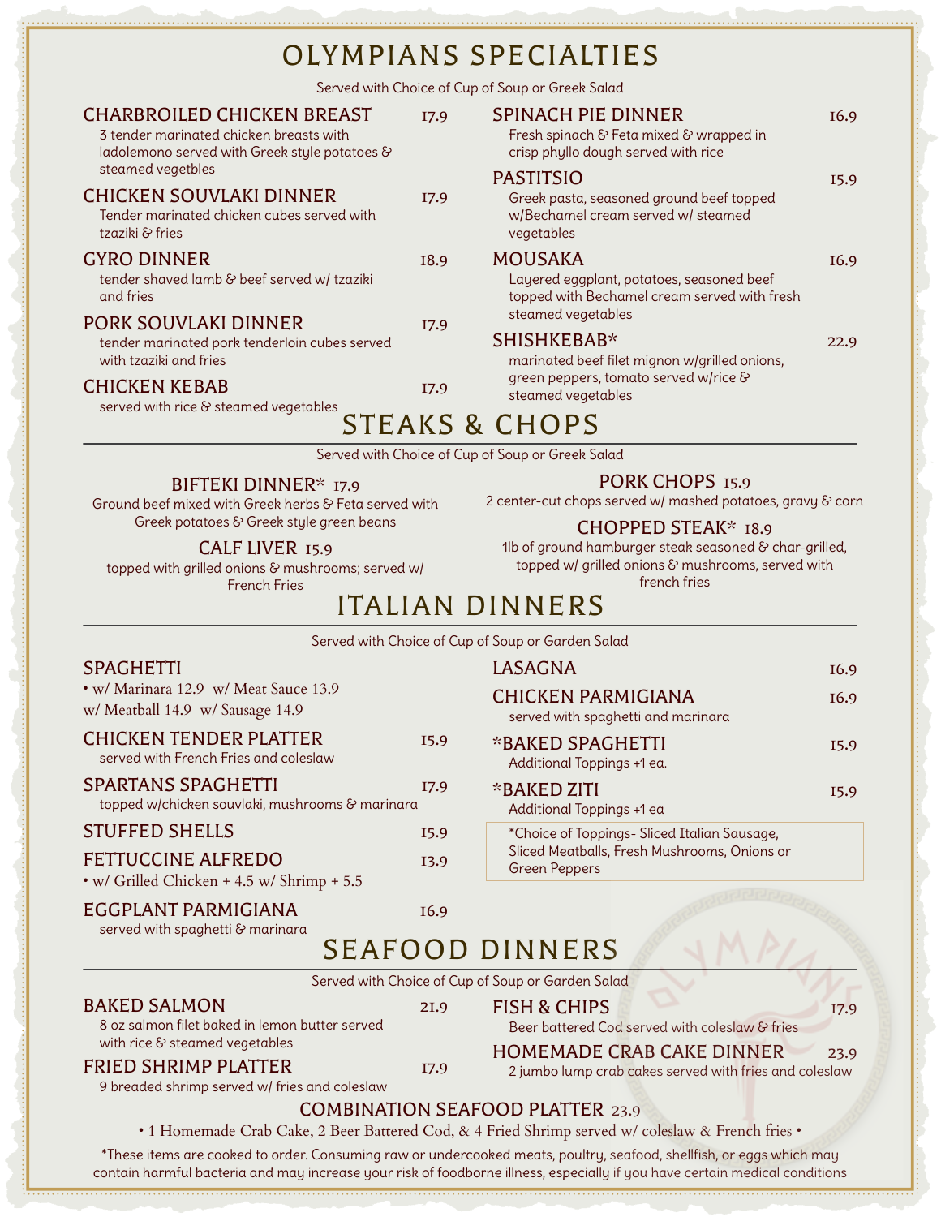# OLYMPIANS SPECIALTIES

Served with Choice of Cup of Soup or Greek Salad

### CHARBROILED CHICKEN BREAST 17.9
3 tender marinated chicken breasts with ladolemono served with Greek style potatoes & steamed vegetbles

### CHICKEN SOUVLAKI DINNER 17.9
Tender marinated chicken cubes served with tzaziki & fries

### GYRO DINNER 18.9
tender shaved lamb & beef served w/ tzaziki and fries

### PORK SOUVLAKI DINNER 17.9
tender marinated pork tenderloin cubes served with tzaziki and fries

### CHICKEN KEBAB 17.9
served with rice & steamed vegetables

### SPINACH PIE DINNER 16.9
Fresh spinach & Feta mixed & wrapped in crisp phyllo dough served with rice

### PASTITSIO 15.9
Greek pasta, seasoned ground beef topped w/Bechamel cream served w/ steamed vegetables

### MOUSAKA 16.9
Layered eggplant, potatoes, seasoned beef topped with Bechamel cream served with fresh steamed vegetables

### SHISHKEBAB* 22.9
marinated beef filet mignon w/grilled onions, green peppers, tomato served w/rice & steamed vegetables

# STEAKS & CHOPS

Served with Choice of Cup of Soup or Greek Salad

### BIFTEKI DINNER* 17.9
Ground beef mixed with Greek herbs & Feta served with Greek potatoes & Greek style green beans

### CALF LIVER 15.9
topped with grilled onions & mushrooms; served w/ French Fries

### PORK CHOPS 15.9
2 center-cut chops served w/ mashed potatoes, gravy & corn

### CHOPPED STEAK* 18.9
1lb of ground hamburger steak seasoned & char-grilled, topped w/ grilled onions & mushrooms, served with french fries

# ITALIAN DINNERS

Served with Choice of Cup of Soup or Garden Salad

### SPAGHETTI
• w/ Marinara 12.9 w/ Meat Sauce 13.9
w/ Meatball 14.9 w/ Sausage 14.9

### CHICKEN TENDER PLATTER 15.9
served with French Fries and coleslaw

### SPARTANS SPAGHETTI 17.9
topped w/chicken souvlaki, mushrooms & marinara

### STUFFED SHELLS 15.9

### FETTUCCINE ALFREDO 13.9
• w/ Grilled Chicken + 4.5 w/ Shrimp + 5.5

### EGGPLANT PARMIGIANA 16.9
served with spaghetti & marinara

### LASAGNA 16.9

### CHICKEN PARMIGIANA 16.9
served with spaghetti and marinara

### *BAKED SPAGHETTI 15.9
Additional Toppings +1 ea.

### *BAKED ZITI 15.9
Additional Toppings +1 ea

*Choice of Toppings- Sliced Italian Sausage, Sliced Meatballs, Fresh Mushrooms, Onions or Green Peppers

# SEAFOOD DINNERS

Served with Choice of Cup of Soup or Garden Salad

### BAKED SALMON 21.9
8 oz salmon filet baked in lemon butter served with rice & steamed vegetables

### FRIED SHRIMP PLATTER 17.9
9 breaded shrimp served w/ fries and coleslaw

### FISH & CHIPS 17.9
Beer battered Cod served with coleslaw & fries

### HOMEMADE CRAB CAKE DINNER 23.9
2 jumbo lump crab cakes served with fries and coleslaw

### COMBINATION SEAFOOD PLATTER 23.9
• 1 Homemade Crab Cake, 2 Beer Battered Cod, & 4 Fried Shrimp served w/ coleslaw & French fries •

*These items are cooked to order. Consuming raw or undercooked meats, poultry, seafood, shellfish, or eggs which may contain harmful bacteria and may increase your risk of foodborne illness, especially if you have certain medical conditions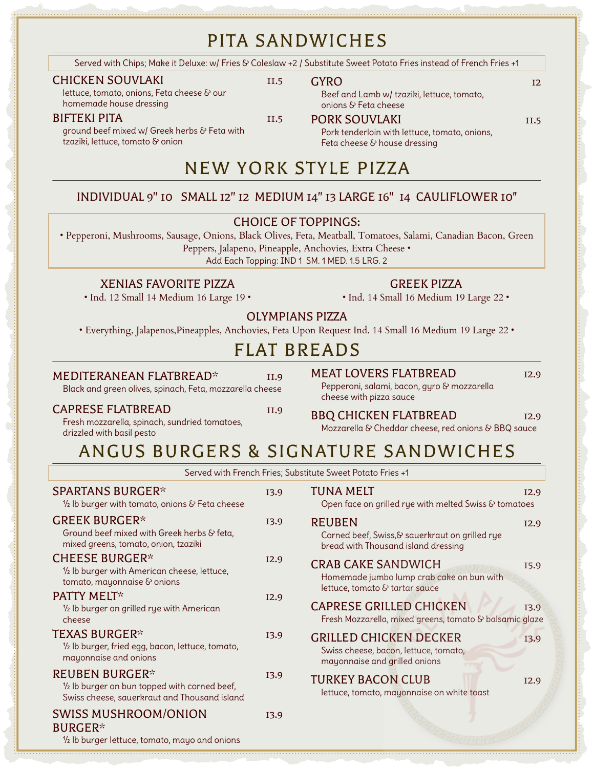# PITA SANDWICHES

Served with Chips; Make it Deluxe: w/ Fries & Coleslaw +2 / Substitute Sweet Potato Fries instead of French Fries +1

**CHICKEN SOUVLAKI** 11.5
lettuce, tomato, onions, Feta cheese & our homemade house dressing

**BIFTEKI PITA** 11.5
ground beef mixed w/ Greek herbs & Feta with tzaziki, lettuce, tomato & onion

**GYRO** 12
Beef and Lamb w/ tzaziki, lettuce, tomato, onions & Feta cheese

**PORK SOUVLAKI** 11.5
Pork tenderloin with lettuce, tomato, onions, Feta cheese & house dressing

# NEW YORK STYLE PIZZA

INDIVIDUAL 9" 10 SMALL 12" 12 MEDIUM 14" 13 LARGE 16" 14 CAULIFLOWER 10"

### CHOICE OF TOPPINGS:

• Pepperoni, Mushrooms, Sausage, Onions, Black Olives, Feta, Meatball, Tomatoes, Salami, Canadian Bacon, Green Peppers, Jalapeno, Pineapple, Anchovies, Extra Cheese •

Add Each Topping: IND 1 SM. 1 MED. 1.5 LRG. 2

**XENIAS FAVORITE PIZZA**
• Ind. 12 Small 14 Medium 16 Large 19 •

**GREEK PIZZA**
• Ind. 14 Small 16 Medium 19 Large 22 •

**OLYMPIANS PIZZA**
• Everything, Jalapenos,Pineapples, Anchovies, Feta Upon Request Ind. 14 Small 16 Medium 19 Large 22 •

# FLAT BREADS

**MEDITERANEAN FLATBREAD*** 11.9
Black and green olives, spinach, Feta, mozzarella cheese

**CAPRESE FLATBREAD** 11.9
Fresh mozzarella, spinach, sundried tomatoes, drizzled with basil pesto

**MEAT LOVERS FLATBREAD** 12.9
Pepperoni, salami, bacon, gyro & mozzarella cheese with pizza sauce

**BBQ CHICKEN FLATBREAD** 12.9
Mozzarella & Cheddar cheese, red onions & BBQ sauce

# ANGUS BURGERS & SIGNATURE SANDWICHES

Served with French Fries; Substitute Sweet Potato Fries +1

**SPARTANS BURGER*** 13.9
½ lb burger with tomato, onions & Feta cheese

**GREEK BURGER*** 13.9
Ground beef mixed with Greek herbs & feta, mixed greens, tomato, onion, tzaziki

**CHEESE BURGER*** 12.9
½ lb burger with American cheese, lettuce, tomato, mayonnaise & onions

**PATTY MELT*** 12.9
½ lb burger on grilled rye with American cheese

**TEXAS BURGER*** 13.9
½ lb burger, fried egg, bacon, lettuce, tomato, mayonnaise and onions

**REUBEN BURGER*** 13.9
½ lb burger on bun topped with corned beef, Swiss cheese, sauerkraut and Thousand island

**SWISS MUSHROOM/ONION BURGER*** 13.9
½ lb burger lettuce, tomato, mayo and onions

**TUNA MELT** 12.9
Open face on grilled rye with melted Swiss & tomatoes

**REUBEN** 12.9
Corned beef, Swiss,& sauerkraut on grilled rye bread with Thousand island dressing

**CRAB CAKE SANDWICH** 15.9
Homemade jumbo lump crab cake on bun with lettuce, tomato & tartar sauce

**CAPRESE GRILLED CHICKEN** 13.9
Fresh Mozzarella, mixed greens, tomato & balsamic glaze

**GRILLED CHICKEN DECKER** 13.9
Swiss cheese, bacon, lettuce, tomato, mayonnaise and grilled onions

**TURKEY BACON CLUB** 12.9
lettuce, tomato, mayonnaise on white toast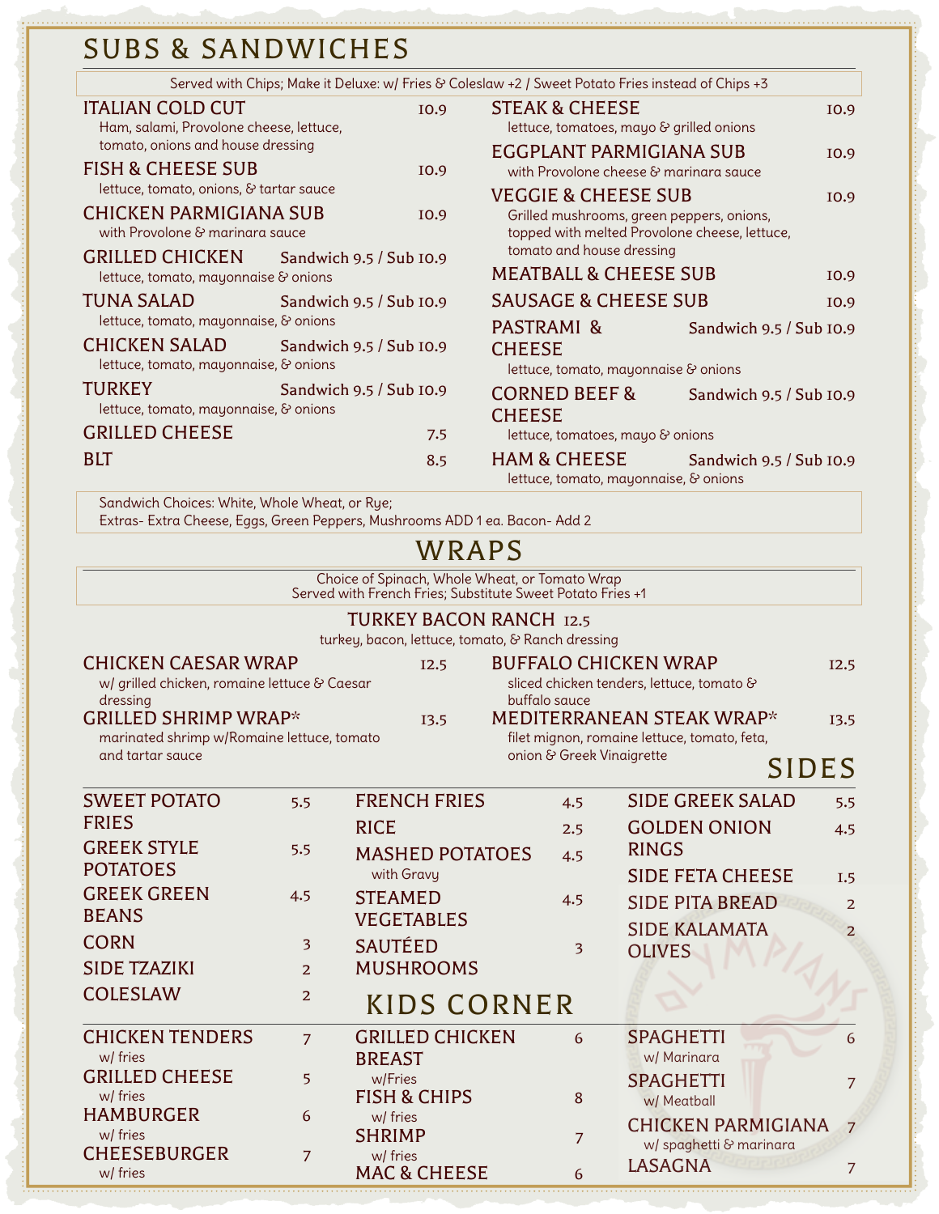# SUBS & SANDWICHES

Served with Chips; Make it Deluxe: w/ Fries & Coleslaw +2 / Sweet Potato Fries instead of Chips +3

**ITALIAN COLD CUT** 10.9
Ham, salami, Provolone cheese, lettuce, tomato, onions and house dressing

**FISH & CHEESE SUB** 10.9
lettuce, tomato, onions, & tartar sauce

**CHICKEN PARMIGIANA SUB** 10.9
with Provolone & marinara sauce

**GRILLED CHICKEN** Sandwich 9.5 / Sub 10.9
lettuce, tomato, mayonnaise & onions

**TUNA SALAD** Sandwich 9.5 / Sub 10.9
lettuce, tomato, mayonnaise, & onions

**CHICKEN SALAD** Sandwich 9.5 / Sub 10.9
lettuce, tomato, mayonnaise, & onions

**TURKEY** Sandwich 9.5 / Sub 10.9
lettuce, tomato, mayonnaise, & onions

**GRILLED CHEESE** 7.5

**BLT** 8.5

**STEAK & CHEESE** 10.9
lettuce, tomatoes, mayo & grilled onions

**EGGPLANT PARMIGIANA SUB** 10.9
with Provolone cheese & marinara sauce

**VEGGIE & CHEESE SUB** 10.9
Grilled mushrooms, green peppers, onions, topped with melted Provolone cheese, lettuce, tomato and house dressing

**MEATBALL & CHEESE SUB** 10.9

**SAUSAGE & CHEESE SUB** 10.9

**PASTRAMI & CHEESE** Sandwich 9.5 / Sub 10.9
lettuce, tomato, mayonnaise & onions

**CORNED BEEF & CHEESE** Sandwich 9.5 / Sub 10.9
lettuce, tomatoes, mayo & onions

**HAM & CHEESE** Sandwich 9.5 / Sub 10.9
lettuce, tomato, mayonnaise, & onions

Sandwich Choices: White, Whole Wheat, or Rye;
Extras- Extra Cheese, Eggs, Green Peppers, Mushrooms ADD 1 ea. Bacon- Add 2

# WRAPS

Choice of Spinach, Whole Wheat, or Tomato Wrap
Served with French Fries; Substitute Sweet Potato Fries +1

**TURKEY BACON RANCH** 12.5
turkey, bacon, lettuce, tomato, & Ranch dressing

**CHICKEN CAESAR WRAP** 12.5
w/ grilled chicken, romaine lettuce & Caesar dressing

**GRILLED SHRIMP WRAP*** 13.5
marinated shrimp w/Romaine lettuce, tomato and tartar sauce

**BUFFALO CHICKEN WRAP** 12.5
sliced chicken tenders, lettuce, tomato & buffalo sauce

**MEDITERRANEAN STEAK WRAP*** 13.5
filet mignon, romaine lettuce, tomato, feta, onion & Greek Vinaigrette

# SIDES

| | |
|---|---|
| SWEET POTATO FRIES | 5.5 |
| GREEK STYLE POTATOES | 5.5 |
| GREEK GREEN BEANS | 4.5 |
| CORN | 3 |
| SIDE TZAZIKI | 2 |
| COLESLAW | 2 |
| FRENCH FRIES | 4.5 |
| RICE | 2.5 |
| MASHED POTATOES with Gravy | 4.5 |
| STEAMED VEGETABLES | 4.5 |
| SAUTÉED MUSHROOMS | 3 |
| SIDE GREEK SALAD | 5.5 |
| GOLDEN ONION RINGS | 4.5 |
| SIDE FETA CHEESE | 1.5 |
| SIDE PITA BREAD | 2 |
| SIDE KALAMATA OLIVES | 2 |

# KIDS CORNER

| | |
|---|---|
| CHICKEN TENDERS w/ fries | 7 |
| GRILLED CHEESE w/ fries | 5 |
| HAMBURGER w/ fries | 6 |
| CHEESEBURGER w/ fries | 7 |
| GRILLED CHICKEN BREAST w/Fries | 6 |
| FISH & CHIPS w/ fries | 8 |
| SHRIMP w/ fries | 7 |
| MAC & CHEESE | 6 |
| SPAGHETTI w/ Marinara | 6 |
| SPAGHETTI w/ Meatball | 7 |
| CHICKEN PARMIGIANA w/ spaghetti & marinara | 7 |
| LASAGNA | 7 |